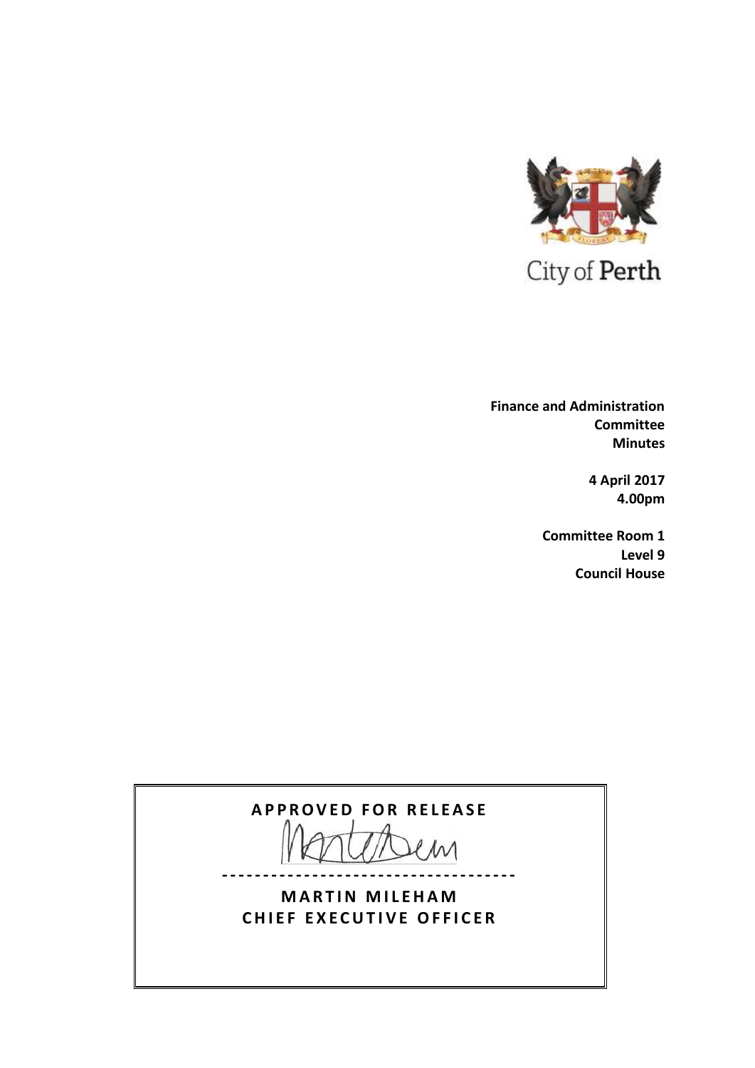City of Perth

**Finance and Administration Committee Minutes**

**4 April 2017**
**4.00pm**

**Committee Room 1**
**Level 9**
**Council House**

**APPROVED FOR RELEASE**

**MARTIN MILEHAM**
**CHIEF EXECUTIVE OFFICER**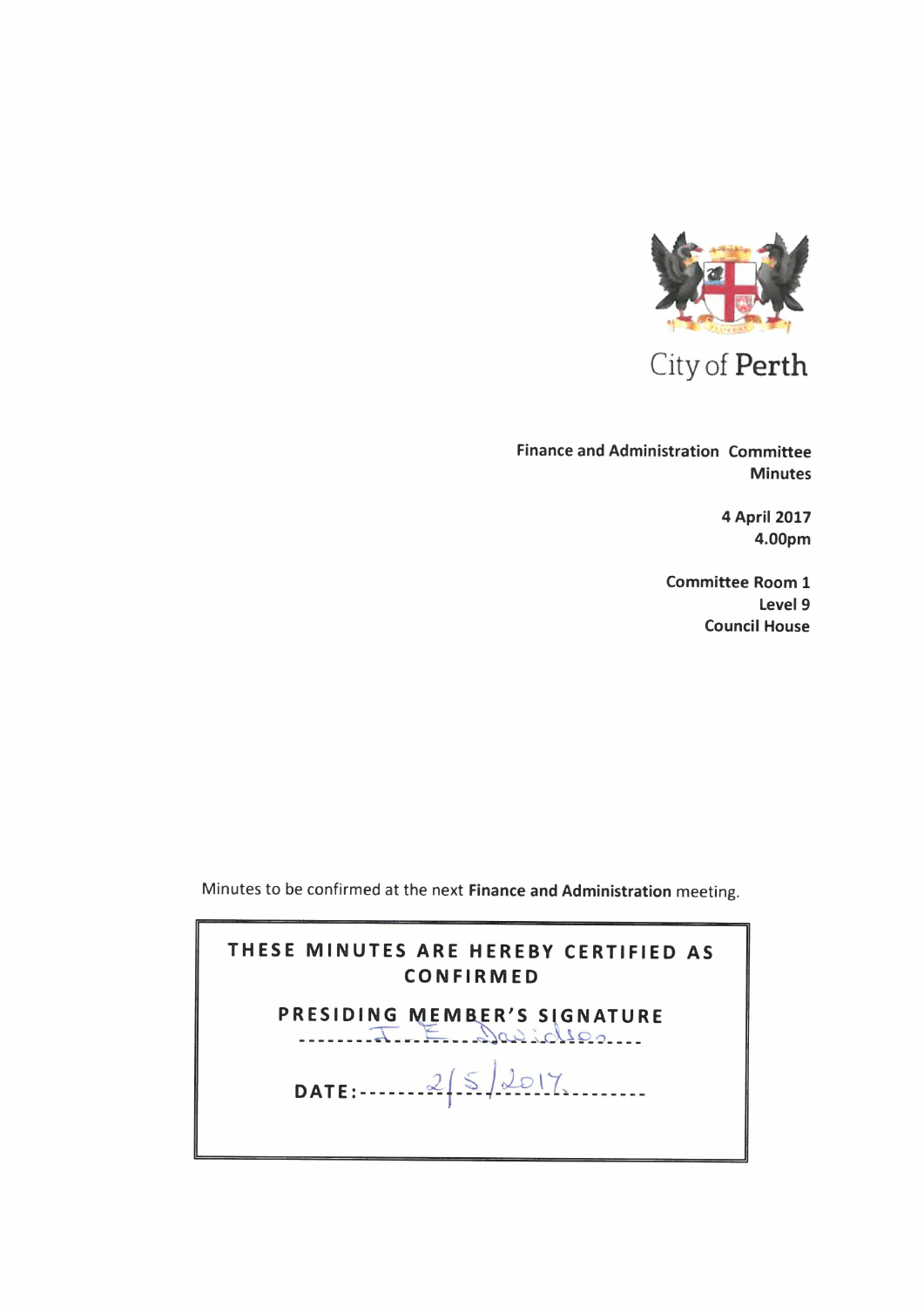City of Perth

**Finance and Administration Committee Minutes**

**4 April 2017**
**4.00pm**

**Committee Room 1**
**Level 9**
**Council House**

Minutes to be confirmed at the next **Finance and Administration** meeting.

**THESE MINUTES ARE HEREBY CERTIFIED AS CONFIRMED**

**PRESIDING MEMBER'S SIGNATURE**

J. E. Davidson

**DATE:** 2/5/2017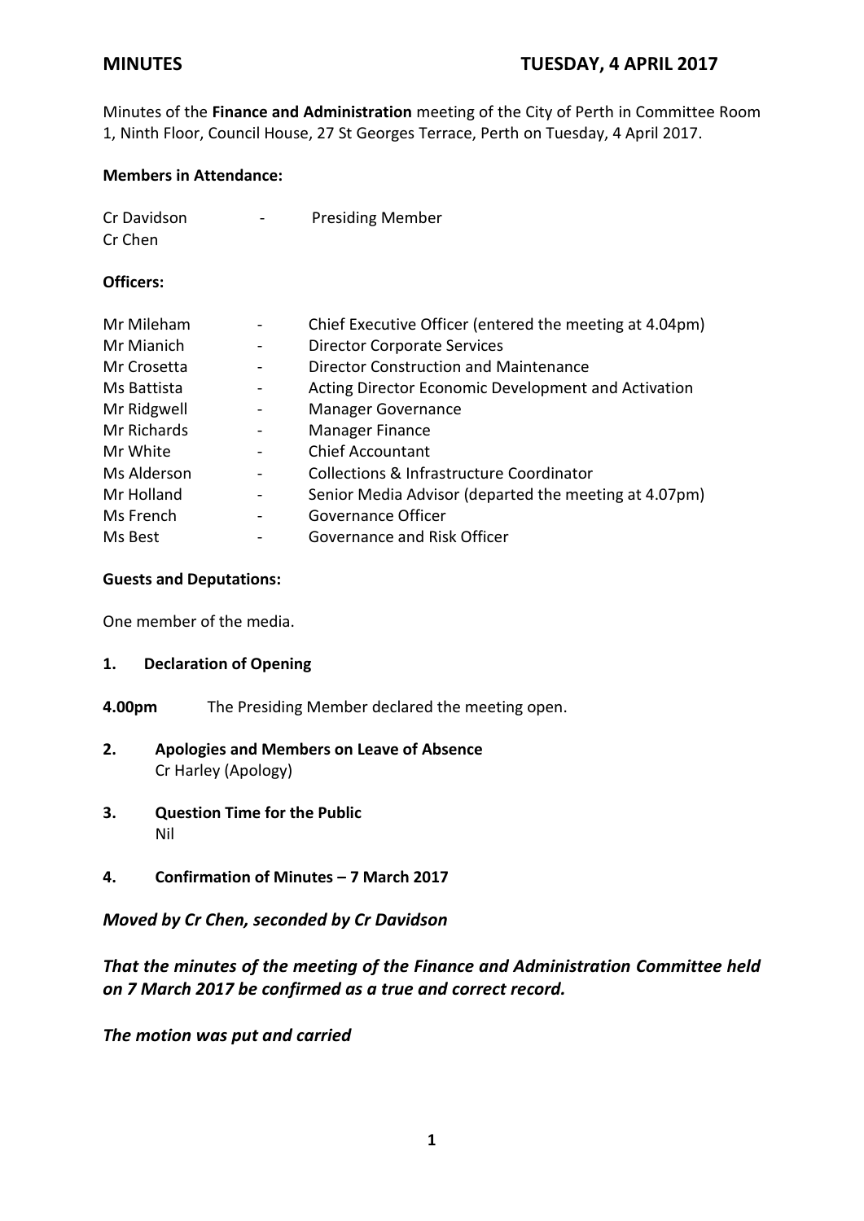**MINUTES** **TUESDAY, 4 APRIL 2017**

Minutes of the **Finance and Administration** meeting of the City of Perth in Committee Room 1, Ninth Floor, Council House, 27 St Georges Terrace, Perth on Tuesday, 4 April 2017.

**Members in Attendance:**

Cr Davidson - Presiding Member
Cr Chen

**Officers:**

Mr Mileham - Chief Executive Officer (entered the meeting at 4.04pm)
Mr Mianich - Director Corporate Services
Mr Crosetta - Director Construction and Maintenance
Ms Battista - Acting Director Economic Development and Activation
Mr Ridgwell - Manager Governance
Mr Richards - Manager Finance
Mr White - Chief Accountant
Ms Alderson - Collections & Infrastructure Coordinator
Mr Holland - Senior Media Advisor (departed the meeting at 4.07pm)
Ms French - Governance Officer
Ms Best - Governance and Risk Officer

**Guests and Deputations:**

One member of the media.

**1. Declaration of Opening**

**4.00pm** The Presiding Member declared the meeting open.

**2. Apologies and Members on Leave of Absence**
Cr Harley (Apology)

**3. Question Time for the Public**
Nil

**4. Confirmation of Minutes – 7 March 2017**

***Moved by Cr Chen, seconded by Cr Davidson***

***That the minutes of the meeting of the Finance and Administration Committee held on 7 March 2017 be confirmed as a true and correct record.***

***The motion was put and carried***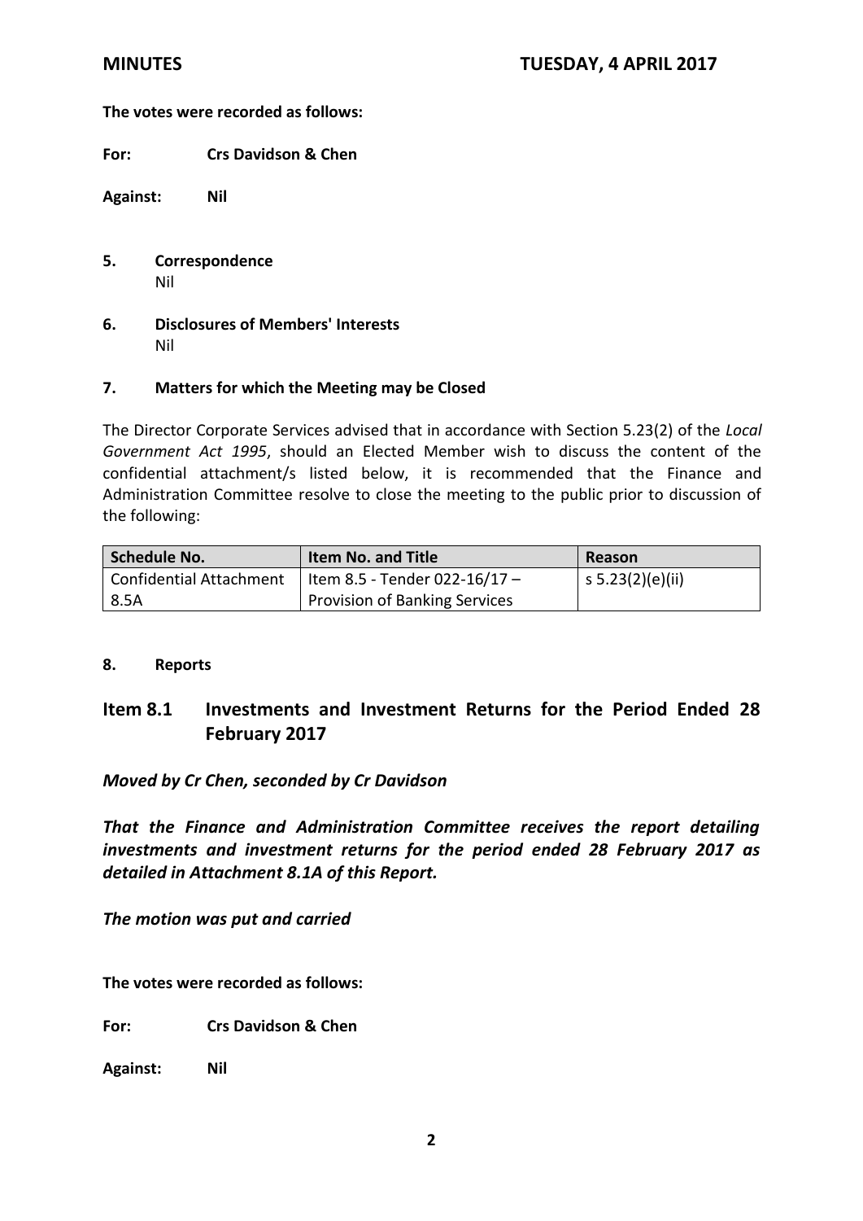**The votes were recorded as follows:**

**For:** **Crs Davidson & Chen**

**Against:** **Nil**

**5. Correspondence**

Nil

**6. Disclosures of Members' Interests**

Nil

**7. Matters for which the Meeting may be Closed**

The Director Corporate Services advised that in accordance with Section 5.23(2) of the *Local Government Act 1995*, should an Elected Member wish to discuss the content of the confidential attachment/s listed below, it is recommended that the Finance and Administration Committee resolve to close the meeting to the public prior to discussion of the following:

| Schedule No. | Item No. and Title | Reason |
|---|---|---|
| Confidential Attachment 8.5A | Item 8.5 - Tender 022-16/17 – Provision of Banking Services | s 5.23(2)(e)(ii) |

**8. Reports**

## Item 8.1 Investments and Investment Returns for the Period Ended 28 February 2017

***Moved by Cr Chen, seconded by Cr Davidson***

***That the Finance and Administration Committee receives the report detailing investments and investment returns for the period ended 28 February 2017 as detailed in Attachment 8.1A of this Report.***

***The motion was put and carried***

**The votes were recorded as follows:**

**For:** **Crs Davidson & Chen**

**Against:** **Nil**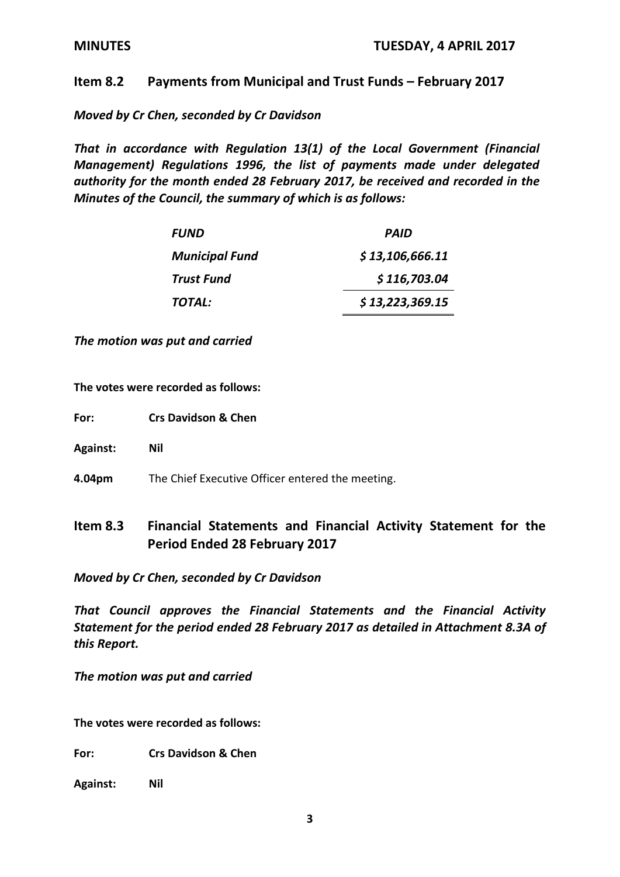## Item 8.2 Payments from Municipal and Trust Funds – February 2017

***Moved by Cr Chen, seconded by Cr Davidson***

***That in accordance with Regulation 13(1) of the Local Government (Financial Management) Regulations 1996, the list of payments made under delegated authority for the month ended 28 February 2017, be received and recorded in the Minutes of the Council, the summary of which is as follows:***

| *FUND* | *PAID* |
|---|---|
| *Municipal Fund* | *$ 13,106,666.11* |
| *Trust Fund* | *$ 116,703.04* |
| *TOTAL:* | *$ 13,223,369.15* |

***The motion was put and carried***

**The votes were recorded as follows:**

**For:** **Crs Davidson & Chen**

**Against:** **Nil**

**4.04pm** The Chief Executive Officer entered the meeting.

## Item 8.3 Financial Statements and Financial Activity Statement for the Period Ended 28 February 2017

***Moved by Cr Chen, seconded by Cr Davidson***

***That Council approves the Financial Statements and the Financial Activity Statement for the period ended 28 February 2017 as detailed in Attachment 8.3A of this Report.***

***The motion was put and carried***

**The votes were recorded as follows:**

**For:** **Crs Davidson & Chen**

**Against:** **Nil**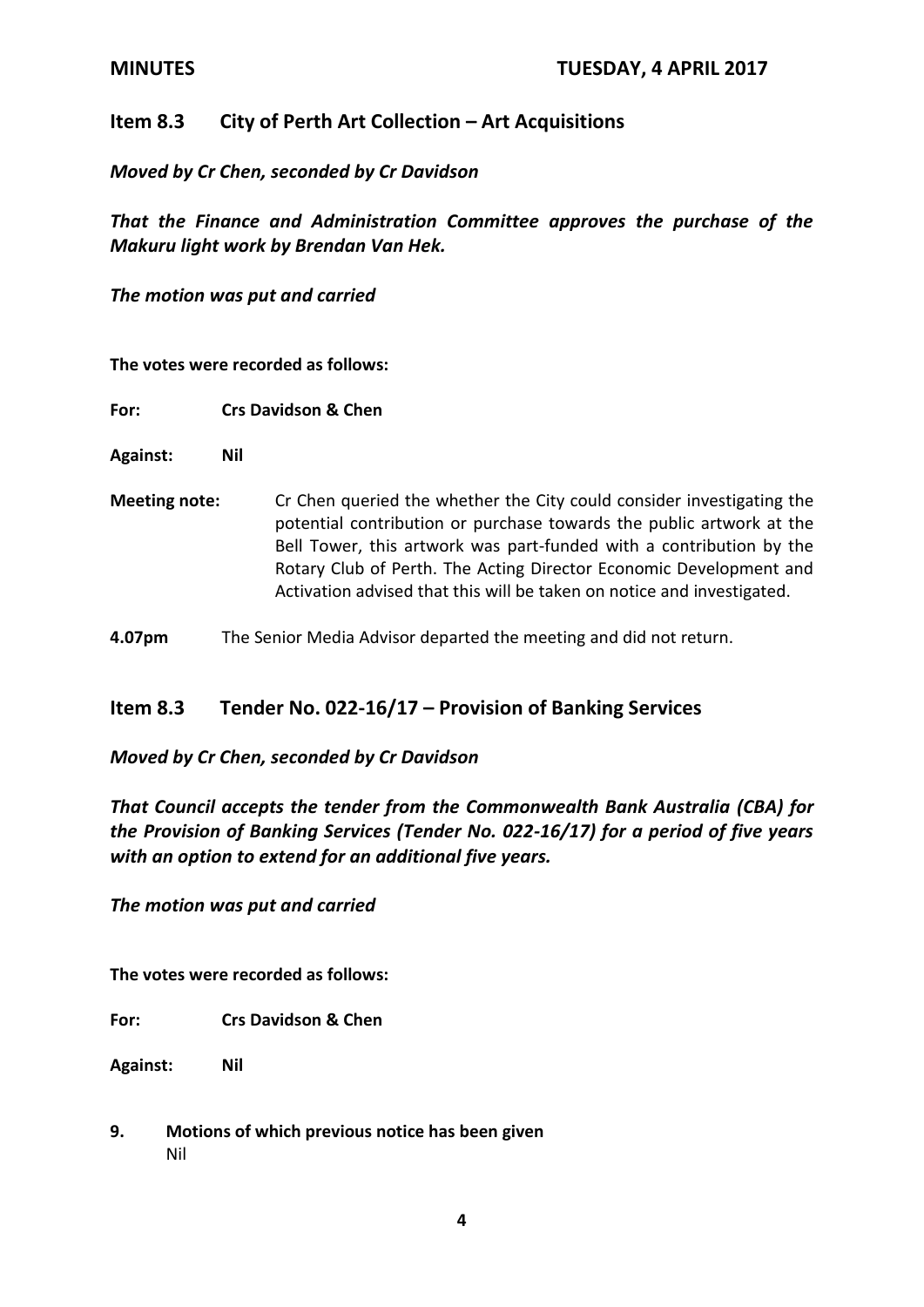## Item 8.3 City of Perth Art Collection – Art Acquisitions

***Moved by Cr Chen, seconded by Cr Davidson***

***That the Finance and Administration Committee approves the purchase of the Makuru light work by Brendan Van Hek.***

***The motion was put and carried***

**The votes were recorded as follows:**

**For:** **Crs Davidson & Chen**

**Against:** **Nil**

**Meeting note:** Cr Chen queried the whether the City could consider investigating the potential contribution or purchase towards the public artwork at the Bell Tower, this artwork was part-funded with a contribution by the Rotary Club of Perth. The Acting Director Economic Development and Activation advised that this will be taken on notice and investigated.

**4.07pm** The Senior Media Advisor departed the meeting and did not return.

## Item 8.3 Tender No. 022-16/17 – Provision of Banking Services

***Moved by Cr Chen, seconded by Cr Davidson***

***That Council accepts the tender from the Commonwealth Bank Australia (CBA) for the Provision of Banking Services (Tender No. 022-16/17) for a period of five years with an option to extend for an additional five years.***

***The motion was put and carried***

**The votes were recorded as follows:**

**For:** **Crs Davidson & Chen**

**Against:** **Nil**

**9. Motions of which previous notice has been given**

Nil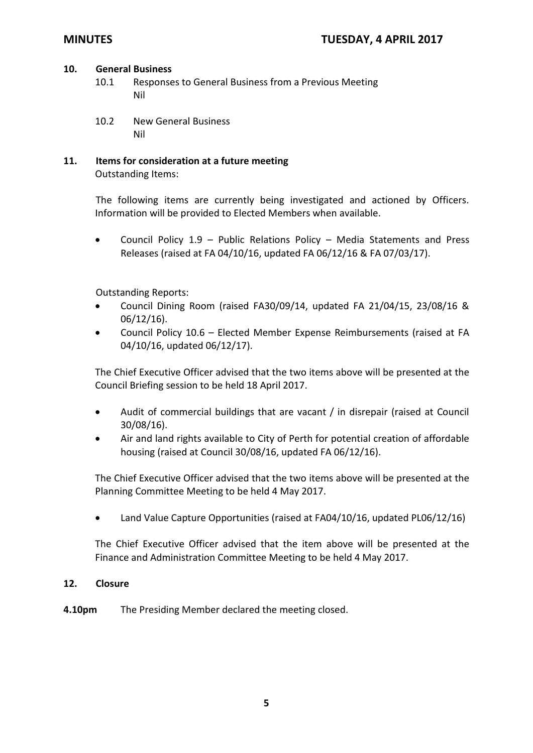## 10. General Business

10.1 Responses to General Business from a Previous Meeting
Nil

10.2 New General Business
Nil

## 11. Items for consideration at a future meeting

Outstanding Items:

The following items are currently being investigated and actioned by Officers. Information will be provided to Elected Members when available.

- Council Policy 1.9 – Public Relations Policy – Media Statements and Press Releases (raised at FA 04/10/16, updated FA 06/12/16 & FA 07/03/17).

Outstanding Reports:

- Council Dining Room (raised FA30/09/14, updated FA 21/04/15, 23/08/16 & 06/12/16).
- Council Policy 10.6 – Elected Member Expense Reimbursements (raised at FA 04/10/16, updated 06/12/17).

The Chief Executive Officer advised that the two items above will be presented at the Council Briefing session to be held 18 April 2017.

- Audit of commercial buildings that are vacant / in disrepair (raised at Council 30/08/16).
- Air and land rights available to City of Perth for potential creation of affordable housing (raised at Council 30/08/16, updated FA 06/12/16).

The Chief Executive Officer advised that the two items above will be presented at the Planning Committee Meeting to be held 4 May 2017.

- Land Value Capture Opportunities (raised at FA04/10/16, updated PL06/12/16)

The Chief Executive Officer advised that the item above will be presented at the Finance and Administration Committee Meeting to be held 4 May 2017.

## 12. Closure

**4.10pm** The Presiding Member declared the meeting closed.